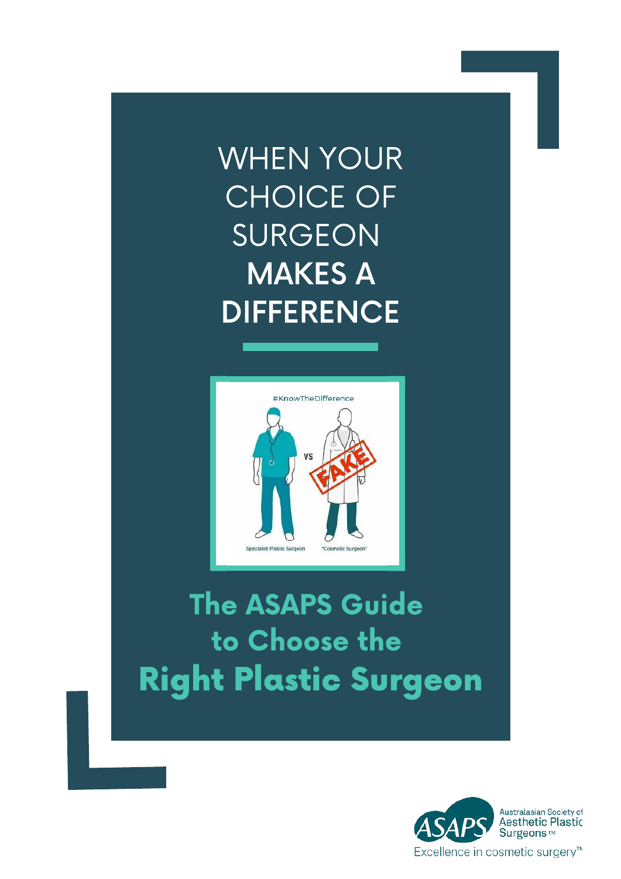# WHEN YOUR CHOICE OF SURGEON **MAKES A DIFFERENCE**

#KnowTheDifference

Specialist Plastic Surgeon VS "Cosmetic Surgeon"

FAKE

## The ASAPS Guide to Choose the Right Plastic Surgeon

ASAPS Australasian Society of Aesthetic Plastic Surgeons™

Excellence in cosmetic surgery™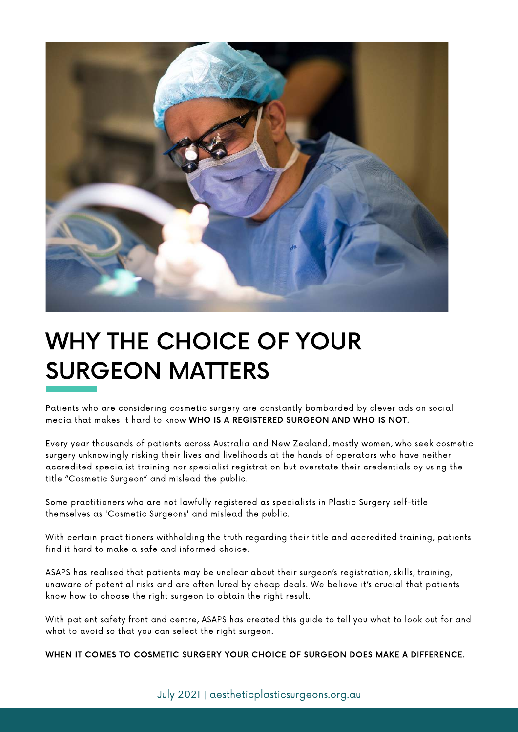# WHY THE CHOICE OF YOUR SURGEON MATTERS

Patients who are considering cosmetic surgery are constantly bombarded by clever ads on social media that makes it hard to know **WHO IS A REGISTERED SURGEON AND WHO IS NOT.**

Every year thousands of patients across Australia and New Zealand, mostly women, who seek cosmetic surgery unknowingly risking their lives and livelihoods at the hands of operators who have neither accredited specialist training nor specialist registration but overstate their credentials by using the title "Cosmetic Surgeon" and mislead the public.

Some practitioners who are not lawfully registered as specialists in Plastic Surgery self-title themselves as 'Cosmetic Surgeons' and mislead the public.

With certain practitioners withholding the truth regarding their title and accredited training, patients find it hard to make a safe and informed choice.

ASAPS has realised that patients may be unclear about their surgeon's registration, skills, training, unaware of potential risks and are often lured by cheap deals. We believe it's crucial that patients know how to choose the right surgeon to obtain the right result.

With patient safety front and centre, ASAPS has created this guide to tell you what to look out for and what to avoid so that you can select the right surgeon.

**WHEN IT COMES TO COSMETIC SURGERY YOUR CHOICE OF SURGEON DOES MAKE A DIFFERENCE.**

July 2021 | aestheticplasticsurgeons.org.au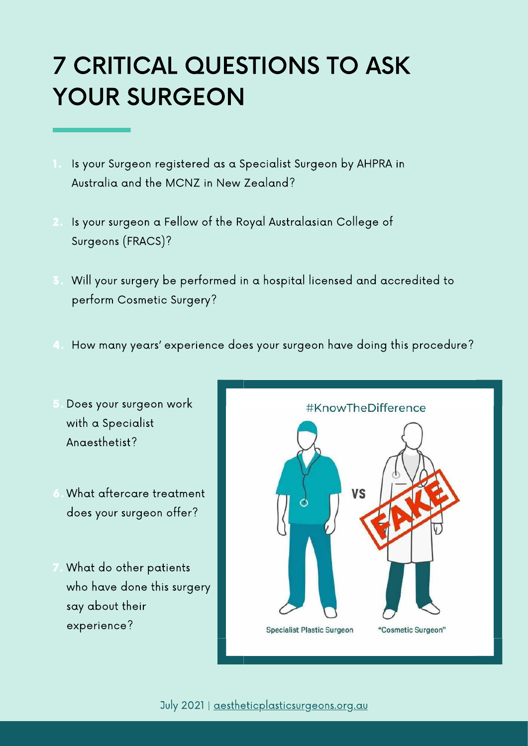# 7 CRITICAL QUESTIONS TO ASK YOUR SURGEON

1. Is your Surgeon registered as a Specialist Surgeon by AHPRA in Australia and the MCNZ in New Zealand?
2. Is your surgeon a Fellow of the Royal Australasian College of Surgeons (FRACS)?
3. Will your surgery be performed in a hospital licensed and accredited to perform Cosmetic Surgery?
4. How many years' experience does your surgeon have doing this procedure?
5. Does your surgeon work with a Specialist Anaesthetist?
6. What aftercare treatment does your surgeon offer?
7. What do other patients who have done this surgery say about their experience?

#KnowTheDifference

Specialist Plastic Surgeon VS "Cosmetic Surgeon" FAKE

July 2021 | aestheticplasticsurgeons.org.au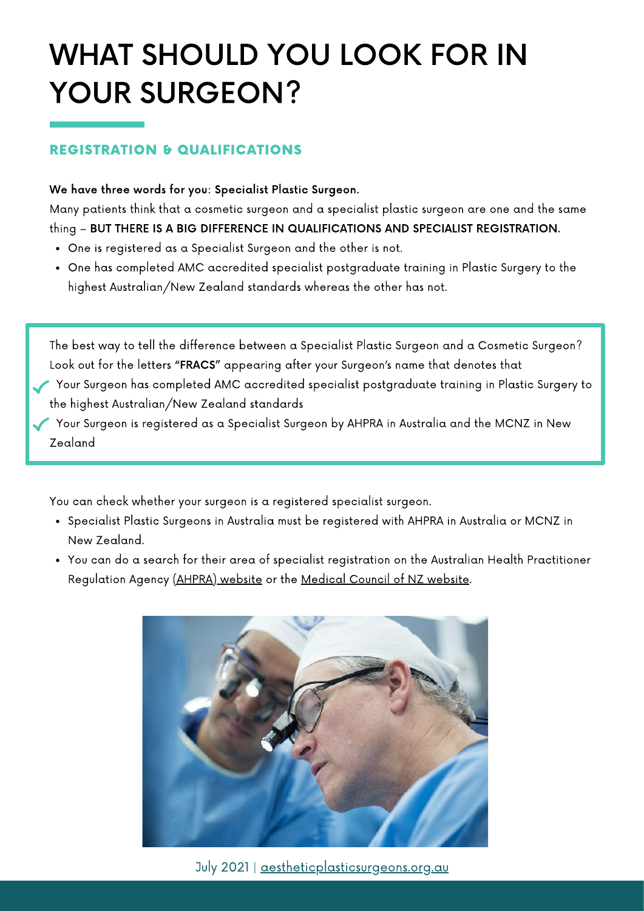# WHAT SHOULD YOU LOOK FOR IN YOUR SURGEON?

## REGISTRATION & QUALIFICATIONS

**We have three words for you: Specialist Plastic Surgeon.**

Many patients think that a cosmetic surgeon and a specialist plastic surgeon are one and the same thing – **BUT THERE IS A BIG DIFFERENCE IN QUALIFICATIONS AND SPECIALIST REGISTRATION.**

- One is registered as a Specialist Surgeon and the other is not.
- One has completed AMC accredited specialist postgraduate training in Plastic Surgery to the highest Australian/New Zealand standards whereas the other has not.

The best way to tell the difference between a Specialist Plastic Surgeon and a Cosmetic Surgeon? Look out for the letters **"FRACS"** appearing after your Surgeon's name that denotes that

✓ Your Surgeon has completed AMC accredited specialist postgraduate training in Plastic Surgery to the highest Australian/New Zealand standards

✓ Your Surgeon is registered as a Specialist Surgeon by AHPRA in Australia and the MCNZ in New Zealand

You can check whether your surgeon is a registered specialist surgeon.

- Specialist Plastic Surgeons in Australia must be registered with AHPRA in Australia or MCNZ in New Zealand.
- You can do a search for their area of specialist registration on the Australian Health Practitioner Regulation Agency (AHPRA) website or the Medical Council of NZ website.

July 2021 | aestheticplasticsurgeons.org.au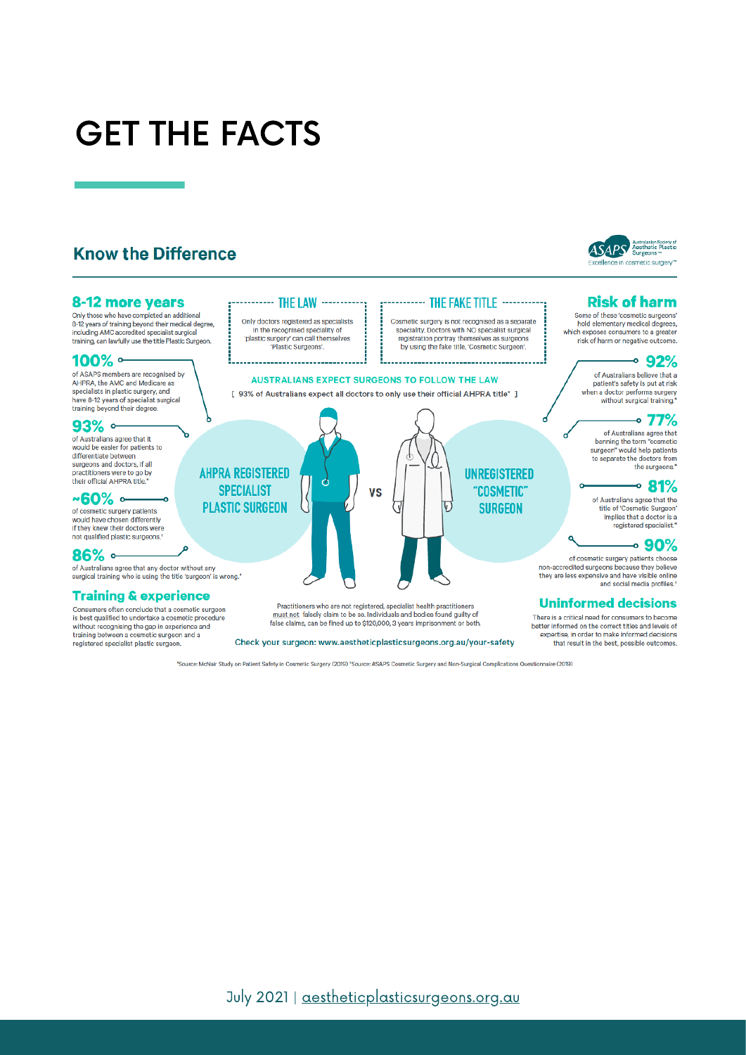# GET THE FACTS

## Know the Difference

ASAPS Australasian Society of Aesthetic Plastic Surgeons™
Excellence in cosmetic surgery™

### 8-12 more years

Only those who have completed an additional 8-12 years of training beyond their medical degree, including AMC accredited specialist surgical training, can lawfully use the title Plastic Surgeon.

**100%** of ASAPS members are recognised by AHPRA, the AMC and Medicare as specialists in plastic surgery, and have 8-12 years of specialist surgical training beyond their degree.

**93%** of Australians agree that it would be easier for patients to differentiate between surgeons and doctors, if all practitioners were to go by their official AHPRA title.*

**~60%** of cosmetic surgery patients would have chosen differently if they knew their doctors were not qualified plastic surgeons.[1]

**86%** of Australians agree that any doctor without any surgical training who is using the title 'surgeon' is wrong.*

### Training & experience

Consumers often conclude that a cosmetic surgeon is best qualified to undertake a cosmetic procedure without recognising the gap in experience and training between a cosmetic surgeon and a registered specialist plastic surgeon.

### THE LAW

Only doctors registered as specialists in the recognised speciality of 'plastic surgery' can call themselves 'Plastic Surgeons'.

### THE FAKE TITLE

Cosmetic surgery is not recognised as a separate speciality. Doctors with NO specialist surgical registration portray themselves as surgeons by using the fake title, 'Cosmetic Surgeon'.

**AUSTRALIANS EXPECT SURGEONS TO FOLLOW THE LAW**

[ 93% of Australians expect all doctors to only use their official AHPRA title* ]

**AHPRA REGISTERED SPECIALIST PLASTIC SURGEON** VS **UNREGISTERED "COSMETIC" SURGEON**

Practitioners who are not registered, specialist health practitioners must not falsely claim to be so. Individuals and bodies found guilty of false claims, can be fined up to $120,000, 3 years imprisonment or both.

Check your surgeon: www.aestheticplasticsurgeons.org.au/your-safety

### Risk of harm

Some of these 'cosmetic surgeons' hold elementary medical degrees, which exposes consumers to a greater risk of harm or negative outcome.

**92%** of Australians believe that a patient's safety is put at risk when a doctor performs surgery without surgical training.*

**77%** of Australians agree that banning the term "cosmetic surgeon" would help patients to separate the doctors from the surgeons.*

**81%** of Australians agree that the title of 'Cosmetic Surgeon' implies that a doctor is a registered specialist.*

**90%** of cosmetic surgery patients choose non-accredited surgeons because they believe they are less expensive and have visible online and social media profiles.[1]

### Uninformed decisions

There is a critical need for consumers to become better informed on the correct titles and levels of expertise, in order to make informed decisions that result in the best, possible outcomes.

*Source: McNair Study on Patient Safety in Cosmetic Surgery (2019) [1]Source: ASAPS Cosmetic Surgery and Non-Surgical Complications Questionnaire (2019)

July 2021 | aestheticplasticsurgeons.org.au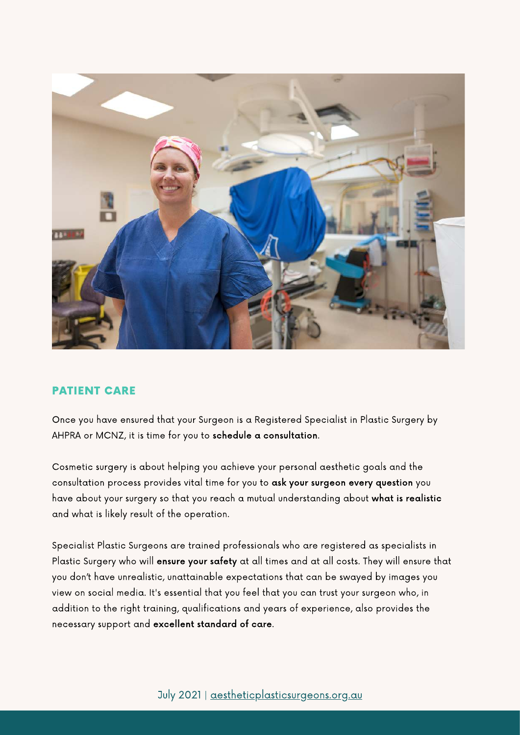## PATIENT CARE

Once you have ensured that your Surgeon is a Registered Specialist in Plastic Surgery by AHPRA or MCNZ, it is time for you to **schedule a consultation**.

Cosmetic surgery is about helping you achieve your personal aesthetic goals and the consultation process provides vital time for you to **ask your surgeon every question** you have about your surgery so that you reach a mutual understanding about **what is realistic** and what is likely result of the operation.

Specialist Plastic Surgeons are trained professionals who are registered as specialists in Plastic Surgery who will **ensure your safety** at all times and at all costs. They will ensure that you don't have unrealistic, unattainable expectations that can be swayed by images you view on social media. It's essential that you feel that you can trust your surgeon who, in addition to the right training, qualifications and years of experience, also provides the necessary support and **excellent standard of care**.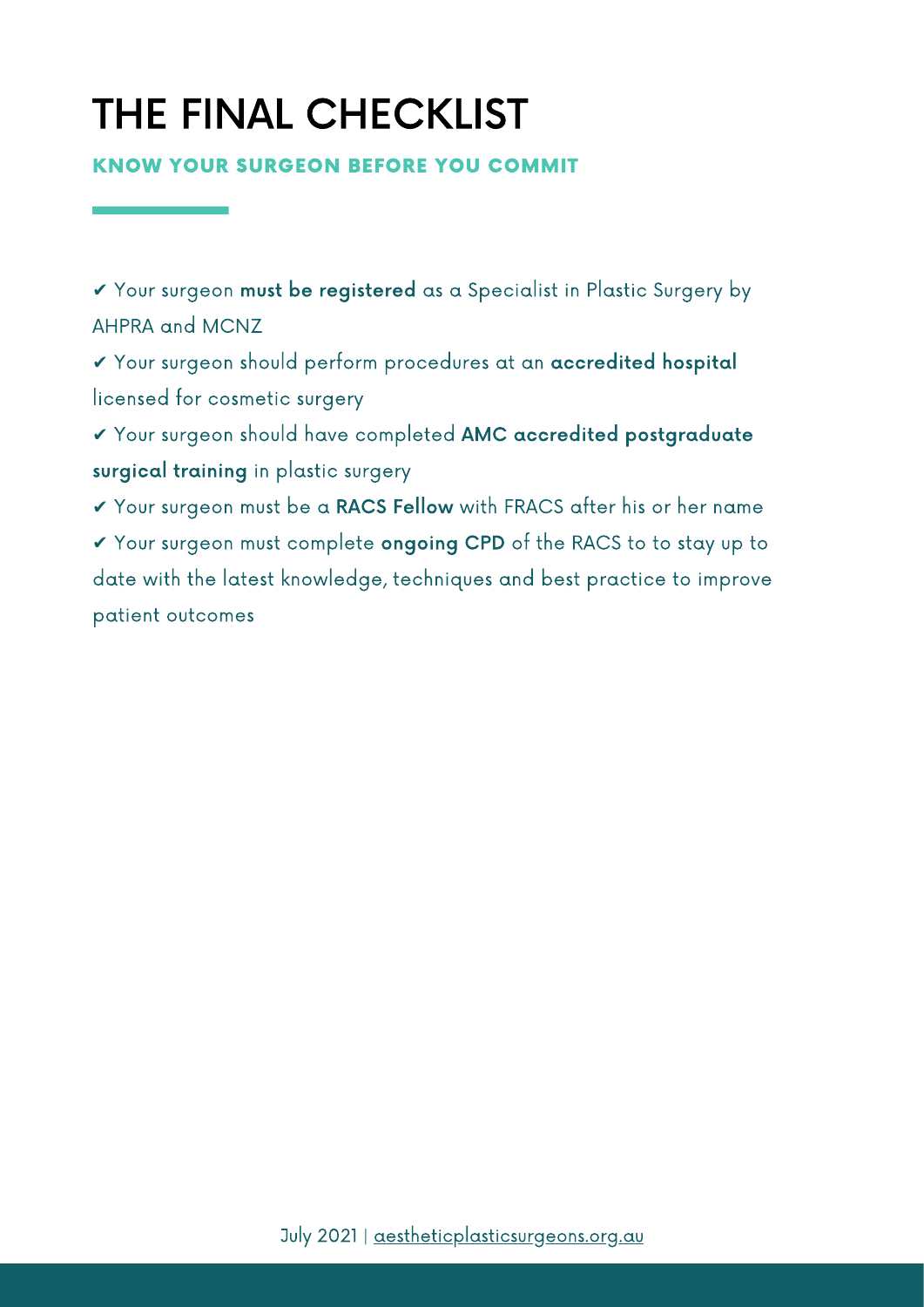# THE FINAL CHECKLIST

## KNOW YOUR SURGEON BEFORE YOU COMMIT

✔ Your surgeon **must be registered** as a Specialist in Plastic Surgery by AHPRA and MCNZ

✔ Your surgeon should perform procedures at an **accredited hospital** licensed for cosmetic surgery

✔ Your surgeon should have completed **AMC accredited postgraduate surgical training** in plastic surgery

✔ Your surgeon must be a **RACS Fellow** with FRACS after his or her name

✔ Your surgeon must complete **ongoing CPD** of the RACS to to stay up to date with the latest knowledge, techniques and best practice to improve patient outcomes

July 2021 | aestheticplasticsurgeons.org.au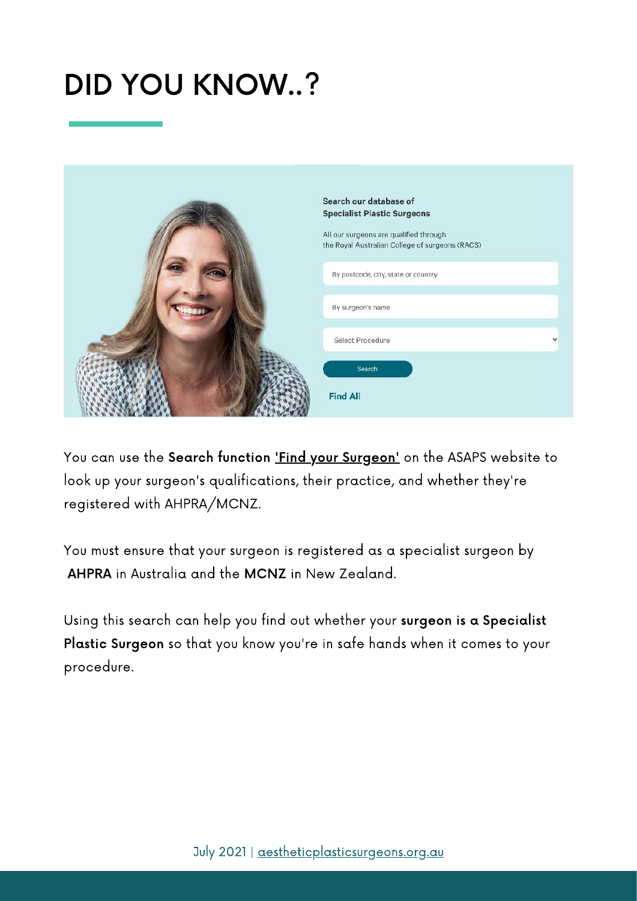# DID YOU KNOW..?

Search our database of
**Specialist Plastic Surgeons**

All our surgeons are qualified through
the Royal Australian College of surgeons (RACS)

By postcode, city, state or country

By surgeon's name

Select Procedure

Search

**Find All**

You can use the **Search function** **'Find your Surgeon'** on the ASAPS website to look up your surgeon's qualifications, their practice, and whether they're registered with AHPRA/MCNZ.

You must ensure that your surgeon is registered as a specialist surgeon by **AHPRA** in Australia and the **MCNZ** in New Zealand.

Using this search can help you find out whether your **surgeon is a Specialist Plastic Surgeon** so that you know you're in safe hands when it comes to your procedure.

July 2021 | aestheticplasticsurgeons.org.au